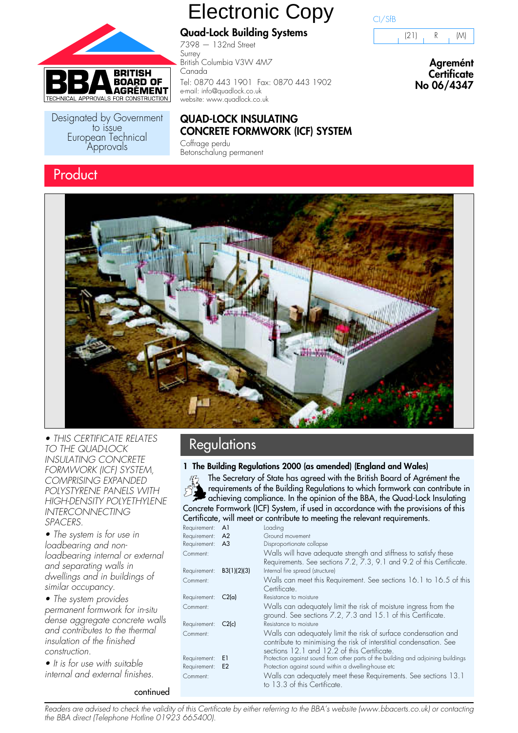Electronic Copy

BRITISH BOARD OF AGRÉMENT
TECHNICAL APPROVALS FOR CONSTRUCTION

Designated by Government to issue European Technical Approvals

**Quad-Lock Building Systems**
7398 — 132nd Street
Surrey
British Columbia V3W 4M7
Canada
Tel: 0870 443 1901 Fax: 0870 443 1902
e-mail: info@quadlock.co.uk
website: www.quadlock.co.uk

CI/SfB

| (21) | R | (M) |
|---|---|---|

**Agrément Certificate**
**No 06/4347**

## QUAD-LOCK INSULATING CONCRETE FORMWORK (ICF) SYSTEM

Coffrage perdu
Betonschalung permanent

## Product

*• THIS CERTIFICATE RELATES TO THE QUAD-LOCK INSULATING CONCRETE FORMWORK (ICF) SYSTEM, COMPRISING EXPANDED POLYSTYRENE PANELS WITH HIGH-DENSITY POLYETHYLENE INTERCONNECTING SPACERS.*

*• The system is for use in loadbearing and non-loadbearing internal or external and separating walls in dwellings and in buildings of similar occupancy.*

*• The system provides permanent formwork for in-situ dense aggregate concrete walls and contributes to the thermal insulation of the finished construction.*

*• It is for use with suitable internal and external finishes.*

continued

## Regulations

### 1 The Building Regulations 2000 (as amended) (England and Wales)

The Secretary of State has agreed with the British Board of Agrément the requirements of the Building Regulations to which formwork can contribute in achieving compliance. In the opinion of the BBA, the Quad-Lock Insulating Concrete Formwork (ICF) System, if used in accordance with the provisions of this Certificate, will meet or contribute to meeting the relevant requirements.

Requirement: A1 Loading
Requirement: A2 Ground movement
Requirement: A3 Disproportionate collapse
Comment: Walls will have adequate strength and stiffness to satisfy these Requirements. See sections 7.2, 7.3, 9.1 and 9.2 of this Certificate.

Requirement: B3(1)(2)(3) Internal fire spread (structure)
Comment: Walls can meet this Requirement. See sections 16.1 to 16.5 of this Certificate.

Requirement: C2(a) Resistance to moisture
Comment: Walls can adequately limit the risk of moisture ingress from the ground. See sections 7.2, 7.3 and 15.1 of this Certificate.

Requirement: C2(c) Resistance to moisture
Comment: Walls can adequately limit the risk of surface condensation and contribute to minimising the risk of interstitial condensation. See sections 12.1 and 12.2 of this Certificate.

Requirement: E1 Protection against sound from other parts of the building and adjoining buildings
Requirement: E2 Protection against sound within a dwelling-house etc
Comment: Walls can adequately meet these Requirements. See sections 13.1 to 13.3 of this Certificate.

*Readers are advised to check the validity of this Certificate by either referring to the BBA's website (www.bbacerts.co.uk) or contacting the BBA direct (Telephone Hotline 01923 665400).*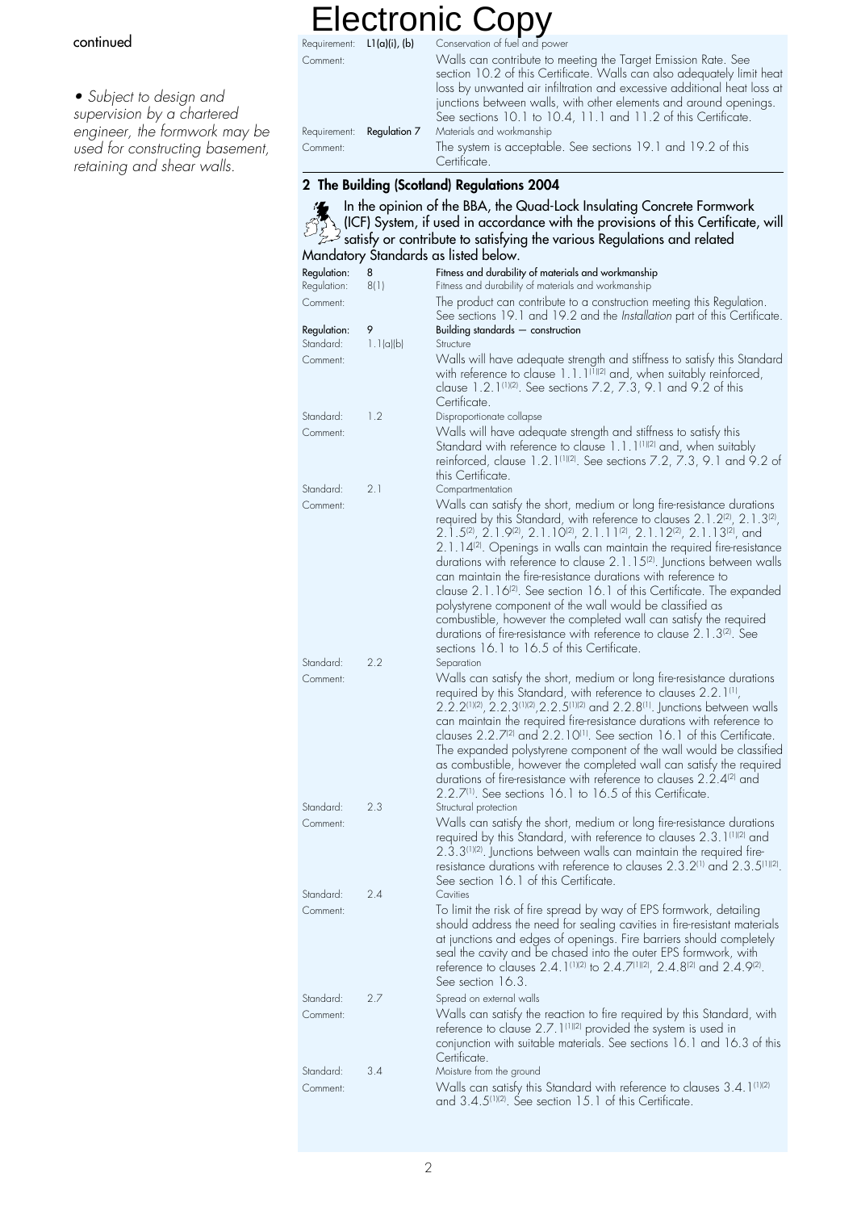# Electronic Copy

continued

*• Subject to design and supervision by a chartered engineer, the formwork may be used for constructing basement, retaining and shear walls.*

**Requirement: L1(a)(i), (b)** Conservation of fuel and power

Comment: Walls can contribute to meeting the Target Emission Rate. See section 10.2 of this Certificate. Walls can also adequately limit heat loss by unwanted air infiltration and excessive additional heat loss at junctions between walls, with other elements and around openings. See sections 10.1 to 10.4, 11.1 and 11.2 of this Certificate.

**Requirement: Regulation 7** Materials and workmanship

Comment: The system is acceptable. See sections 19.1 and 19.2 of this Certificate.

## 2 The Building (Scotland) Regulations 2004

In the opinion of the BBA, the Quad-Lock Insulating Concrete Formwork (ICF) System, if used in accordance with the provisions of this Certificate, will satisfy or contribute to satisfying the various Regulations and related Mandatory Standards as listed below.

**Regulation: 8** **Fitness and durability of materials and workmanship**

Regulation: 8(1) Fitness and durability of materials and workmanship

Comment: The product can contribute to a construction meeting this Regulation. See sections 19.1 and 19.2 and the *Installation* part of this Certificate.

**Regulation: 9** **Building standards — construction**

Standard: 1.1(a)(b) Structure

Comment: Walls will have adequate strength and stiffness to satisfy this Standard with reference to clause 1.1.1(1)(2) and, when suitably reinforced, clause 1.2.1(1)(2). See sections 7.2, 7.3, 9.1 and 9.2 of this Certificate.

Standard: 1.2 Disproportionate collapse

Comment: Walls will have adequate strength and stiffness to satisfy this Standard with reference to clause 1.1.1(1)(2) and, when suitably reinforced, clause 1.2.1(1)(2). See sections 7.2, 7.3, 9.1 and 9.2 of this Certificate.

Standard: 2.1 Compartmentation

Comment: Walls can satisfy the short, medium or long fire-resistance durations required by this Standard, with reference to clauses 2.1.2(2), 2.1.3(2), 2.1.5(2), 2.1.9(2), 2.1.10(2), 2.1.11(2), 2.1.12(2), 2.1.13(2), and 2.1.14(2). Openings in walls can maintain the required fire-resistance durations with reference to clause 2.1.15(2). Junctions between walls can maintain the fire-resistance durations with reference to clause 2.1.16(2). See section 16.1 of this Certificate. The expanded polystyrene component of the wall would be classified as combustible, however the completed wall can satisfy the required durations of fire-resistance with reference to clause 2.1.3(2). See sections 16.1 to 16.5 of this Certificate.

Standard: 2.2 Separation

Comment: Walls can satisfy the short, medium or long fire-resistance durations required by this Standard, with reference to clauses 2.2.1(1), 2.2.2(1)(2), 2.2.3(1)(2), 2.2.5(1)(2) and 2.2.8(1). Junctions between walls can maintain the required fire-resistance durations with reference to clauses 2.2.7(2) and 2.2.10(1). See section 16.1 of this Certificate. The expanded polystyrene component of the wall would be classified as combustible, however the completed wall can satisfy the required durations of fire-resistance with reference to clauses 2.2.4(2) and 2.2.7(1). See sections 16.1 to 16.5 of this Certificate.

Standard: 2.3 Structural protection

Comment: Walls can satisfy the short, medium or long fire-resistance durations required by this Standard, with reference to clauses 2.3.1(1)(2) and 2.3.3(1)(2). Junctions between walls can maintain the required fire-resistance durations with reference to clauses 2.3.2(1) and 2.3.5(1)(2). See section 16.1 of this Certificate.

Standard: 2.4 Cavities

Comment: To limit the risk of fire spread by way of EPS formwork, detailing should address the need for sealing cavities in fire-resistant materials at junctions and edges of openings. Fire barriers should completely seal the cavity and be chased into the outer EPS formwork, with reference to clauses 2.4.1(1)(2) to 2.4.7(1)(2), 2.4.8(2) and 2.4.9(2). See section 16.3.

Standard: 2.7 Spread on external walls

Comment: Walls can satisfy the reaction to fire required by this Standard, with reference to clause 2.7.1(1)(2) provided the system is used in conjunction with suitable materials. See sections 16.1 and 16.3 of this Certificate.

Standard: 3.4 Moisture from the ground

Comment: Walls can satisfy this Standard with reference to clauses 3.4.1(1)(2) and 3.4.5(1)(2). See section 15.1 of this Certificate.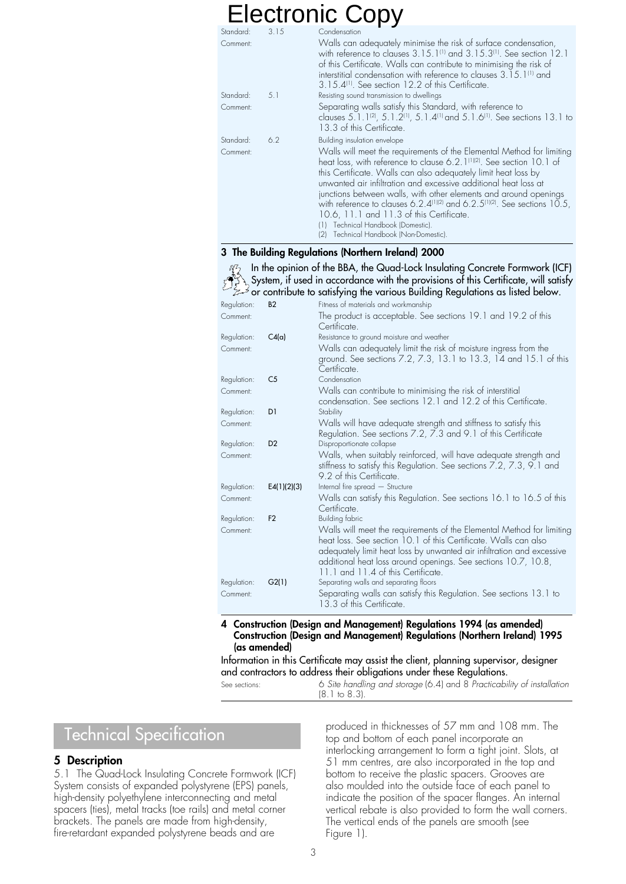Electronic Copy

| | | |
|---|---|---|
| Standard: | 3.15 | Condensation |
| Comment: | | Walls can adequately minimise the risk of surface condensation, with reference to clauses 3.15.1[1] and 3.15.3[1]. See section 12.1 of this Certificate. Walls can contribute to minimising the risk of interstitial condensation with reference to clauses 3.15.1[1] and 3.15.4[1]. See section 12.2 of this Certificate. |
| Standard: | 5.1 | Resisting sound transmission to dwellings |
| Comment: | | Separating walls satisfy this Standard, with reference to clauses 5.1.1[2], 5.1.2[1], 5.1.4[1] and 5.1.6[1]. See sections 13.1 to 13.3 of this Certificate. |
| Standard: | 6.2 | Building insulation envelope |
| Comment: | | Walls will meet the requirements of the Elemental Method for limiting heat loss, with reference to clause 6.2.1[1][2]. See section 10.1 of this Certificate. Walls can also adequately limit heat loss by unwanted air infiltration and excessive additional heat loss at junctions between walls, with other elements and around openings with reference to clauses 6.2.4[1][2] and 6.2.5[1][2]. See sections 10.5, 10.6, 11.1 and 11.3 of this Certificate. |

(1) Technical Handbook (Domestic).
(2) Technical Handbook (Non-Domestic).

### 3 The Building Regulations (Northern Ireland) 2000

In the opinion of the BBA, the Quad-Lock Insulating Concrete Formwork (ICF) System, if used in accordance with the provisions of this Certificate, will satisfy or contribute to satisfying the various Building Regulations as listed below.

| | | |
|---|---|---|
| Regulation: | B2 | Fitness of materials and workmanship |
| Comment: | | The product is acceptable. See sections 19.1 and 19.2 of this Certificate. |
| Regulation: | C4(a) | Resistance to ground moisture and weather |
| Comment: | | Walls can adequately limit the risk of moisture ingress from the ground. See sections 7.2, 7.3, 13.1 to 13.3, 14 and 15.1 of this Certificate. |
| Regulation: | C5 | Condensation |
| Comment: | | Walls can contribute to minimising the risk of interstitial condensation. See sections 12.1 and 12.2 of this Certificate. |
| Regulation: | D1 | Stability |
| Comment: | | Walls will have adequate strength and stiffness to satisfy this Regulation. See sections 7.2, 7.3 and 9.1 of this Certificate |
| Regulation: | D2 | Disproportionate collapse |
| Comment: | | Walls, when suitably reinforced, will have adequate strength and stiffness to satisfy this Regulation. See sections 7.2, 7.3, 9.1 and 9.2 of this Certificate. |
| Regulation: | E4(1)(2)(3) | Internal fire spread — Structure |
| Comment: | | Walls can satisfy this Regulation. See sections 16.1 to 16.5 of this Certificate. |
| Regulation: | F2 | Building fabric |
| Comment: | | Walls will meet the requirements of the Elemental Method for limiting heat loss. See section 10.1 of this Certificate. Walls can also adequately limit heat loss by unwanted air infiltration and excessive additional heat loss around openings. See sections 10.7, 10.8, 11.1 and 11.4 of this Certificate. |
| Regulation: | G2(1) | Separating walls and separating floors |
| Comment: | | Separating walls can satisfy this Regulation. See sections 13.1 to 13.3 of this Certificate. |

### 4 Construction (Design and Management) Regulations 1994 (as amended) Construction (Design and Management) Regulations (Northern Ireland) 1995 (as amended)

Information in this Certificate may assist the client, planning supervisor, designer and contractors to address their obligations under these Regulations.

See sections: 6 *Site handling and storage* (6.4) and 8 *Practicability of installation* (8.1 to 8.3).

## Technical Specification

### 5 Description

5.1 The Quad-Lock Insulating Concrete Formwork (ICF) System consists of expanded polystyrene (EPS) panels, high-density polyethylene interconnecting and metal spacers (ties), metal tracks (toe rails) and metal corner brackets. The panels are made from high-density, fire-retardant expanded polystyrene beads and are produced in thicknesses of 57 mm and 108 mm. The top and bottom of each panel incorporate an interlocking arrangement to form a tight joint. Slots, at 51 mm centres, are also incorporated in the top and bottom to receive the plastic spacers. Grooves are also moulded into the outside face of each panel to indicate the position of the spacer flanges. An internal vertical rebate is also provided to form the wall corners. The vertical ends of the panels are smooth (see Figure 1).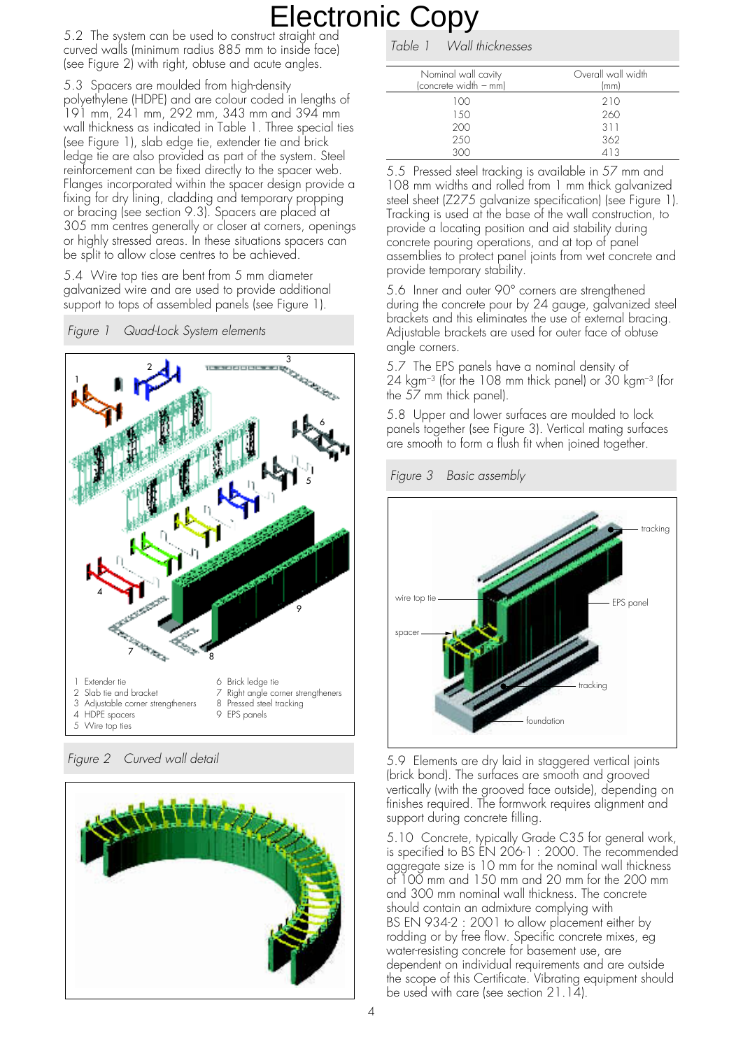# Electronic Copy

5.2 The system can be used to construct straight and curved walls (minimum radius 885 mm to inside face) (see Figure 2) with right, obtuse and acute angles.

5.3 Spacers are moulded from high-density polyethylene (HDPE) and are colour coded in lengths of 191 mm, 241 mm, 292 mm, 343 mm and 394 mm wall thickness as indicated in Table 1. Three special ties (see Figure 1), slab edge tie, extender tie and brick ledge tie are also provided as part of the system. Steel reinforcement can be fixed directly to the spacer web. Flanges incorporated within the spacer design provide a fixing for dry lining, cladding and temporary propping or bracing (see section 9.3). Spacers are placed at 305 mm centres generally or closer at corners, openings or highly stressed areas. In these situations spacers can be split to allow close centres to be achieved.

5.4 Wire top ties are bent from 5 mm diameter galvanized wire and are used to provide additional support to tops of assembled panels (see Figure 1).

*Figure 1 Quad-Lock System elements*

1 Extender tie
2 Slab tie and bracket
3 Adjustable corner strengtheners
4 HDPE spacers
5 Wire top ties
6 Brick ledge tie
7 Right angle corner strengtheners
8 Pressed steel tracking
9 EPS panels

*Figure 2 Curved wall detail*

*Table 1 Wall thicknesses*

| Nominal wall cavity (concrete width – mm) | Overall wall width (mm) |
|---|---|
| 100 | 210 |
| 150 | 260 |
| 200 | 311 |
| 250 | 362 |
| 300 | 413 |

5.5 Pressed steel tracking is available in 57 mm and 108 mm widths and rolled from 1 mm thick galvanized steel sheet (Z275 galvanize specification) (see Figure 1). Tracking is used at the base of the wall construction, to provide a locating position and aid stability during concrete pouring operations, and at top of panel assemblies to protect panel joints from wet concrete and provide temporary stability.

5.6 Inner and outer 90° corners are strengthened during the concrete pour by 24 gauge, galvanized steel brackets and this eliminates the use of external bracing. Adjustable brackets are used for outer face of obtuse angle corners.

5.7 The EPS panels have a nominal density of 24 $kgm^{-3}$ (for the 108 mm thick panel) or 30 $kgm^{-3}$ (for the 57 mm thick panel).

5.8 Upper and lower surfaces are moulded to lock panels together (see Figure 3). Vertical mating surfaces are smooth to form a flush fit when joined together.

*Figure 3 Basic assembly*

5.9 Elements are dry laid in staggered vertical joints (brick bond). The surfaces are smooth and grooved vertically (with the grooved face outside), depending on finishes required. The formwork requires alignment and support during concrete filling.

5.10 Concrete, typically Grade C35 for general work, is specified to BS EN 206-1 : 2000. The recommended aggregate size is 10 mm for the nominal wall thickness of 100 mm and 150 mm and 20 mm for the 200 mm and 300 mm nominal wall thickness. The concrete should contain an admixture complying with BS EN 934-2 : 2001 to allow placement either by rodding or by free flow. Specific concrete mixes, eg water-resisting concrete for basement use, are dependent on individual requirements and are outside the scope of this Certificate. Vibrating equipment should be used with care (see section 21.14).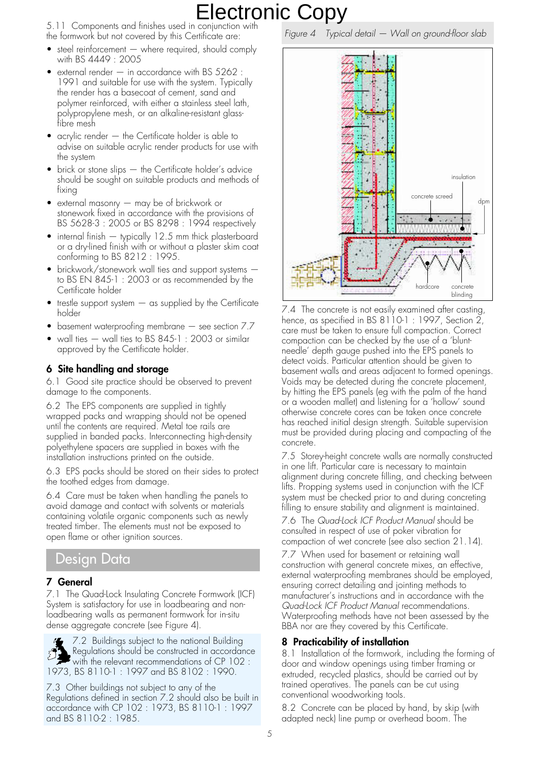5.11 Components and finishes used in conjunction with the formwork but not covered by this Certificate are:

- steel reinforcement — where required, should comply with BS 4449 : 2005
- external render — in accordance with BS 5262 : 1991 and suitable for use with the system. Typically the render has a basecoat of cement, sand and polymer reinforced, with either a stainless steel lath, polypropylene mesh, or an alkaline-resistant glass-fibre mesh
- acrylic render — the Certificate holder is able to advise on suitable acrylic render products for use with the system
- brick or stone slips — the Certificate holder's advice should be sought on suitable products and methods of fixing
- external masonry — may be of brickwork or stonework fixed in accordance with the provisions of BS 5628-3 : 2005 or BS 8298 : 1994 respectively
- internal finish — typically 12.5 mm thick plasterboard or a dry-lined finish with or without a plaster skim coat conforming to BS 8212 : 1995.
- brickwork/stonework wall ties and support systems — to BS EN 845-1 : 2003 or as recommended by the Certificate holder
- trestle support system — as supplied by the Certificate holder
- basement waterproofing membrane — see section 7.7
- wall ties — wall ties to BS 845-1 : 2003 or similar approved by the Certificate holder.

## 6 Site handling and storage

6.1 Good site practice should be observed to prevent damage to the components.

6.2 The EPS components are supplied in tightly wrapped packs and wrapping should not be opened until the contents are required. Metal toe rails are supplied in banded packs. Interconnecting high-density polyethylene spacers are supplied in boxes with the installation instructions printed on the outside.

6.3 EPS packs should be stored on their sides to protect the toothed edges from damage.

6.4 Care must be taken when handling the panels to avoid damage and contact with solvents or materials containing volatile organic components such as newly treated timber. The elements must not be exposed to open flame or other ignition sources.

# Design Data

## 7 General

7.1 The Quad-Lock Insulating Concrete Formwork (ICF) System is satisfactory for use in loadbearing and non-loadbearing walls as permanent formwork for in-situ dense aggregate concrete (see Figure 4).

7.2 Buildings subject to the national Building Regulations should be constructed in accordance with the relevant recommendations of CP 102 : 1973, BS 8110-1 : 1997 and BS 8102 : 1990.

7.3 Other buildings not subject to any of the Regulations defined in section 7.2 should also be built in accordance with CP 102 : 1973, BS 8110-1 : 1997 and BS 8110-2 : 1985.

*Figure 4 Typical detail — Wall on ground-floor slab*

insulation, concrete screed, dpm, hardcore, concrete blinding

7.4 The concrete is not easily examined after casting, hence, as specified in BS 8110-1 : 1997, Section 2, care must be taken to ensure full compaction. Correct compaction can be checked by the use of a 'blunt-needle' depth gauge pushed into the EPS panels to detect voids. Particular attention should be given to basement walls and areas adjacent to formed openings. Voids may be detected during the concrete placement, by hitting the EPS panels (eg with the palm of the hand or a wooden mallet) and listening for a 'hollow' sound otherwise concrete cores can be taken once concrete has reached initial design strength. Suitable supervision must be provided during placing and compacting of the concrete.

7.5 Storey-height concrete walls are normally constructed in one lift. Particular care is necessary to maintain alignment during concrete filling, and checking between lifts. Propping systems used in conjunction with the ICF system must be checked prior to and during concreting filling to ensure stability and alignment is maintained.

7.6 The *Quad-Lock ICF Product Manual* should be consulted in respect of use of poker vibration for compaction of wet concrete (see also section 21.14).

7.7 When used for basement or retaining wall construction with general concrete mixes, an effective, external waterproofing membranes should be employed, ensuring correct detailing and jointing methods to manufacturer's instructions and in accordance with the *Quad-Lock ICF Product Manual* recommendations. Waterproofing methods have not been assessed by the BBA nor are they covered by this Certificate.

## 8 Practicability of installation

8.1 Installation of the formwork, including the forming of door and window openings using timber framing or extruded, recycled plastics, should be carried out by trained operatives. The panels can be cut using conventional woodworking tools.

8.2 Concrete can be placed by hand, by skip (with adapted neck) line pump or overhead boom. The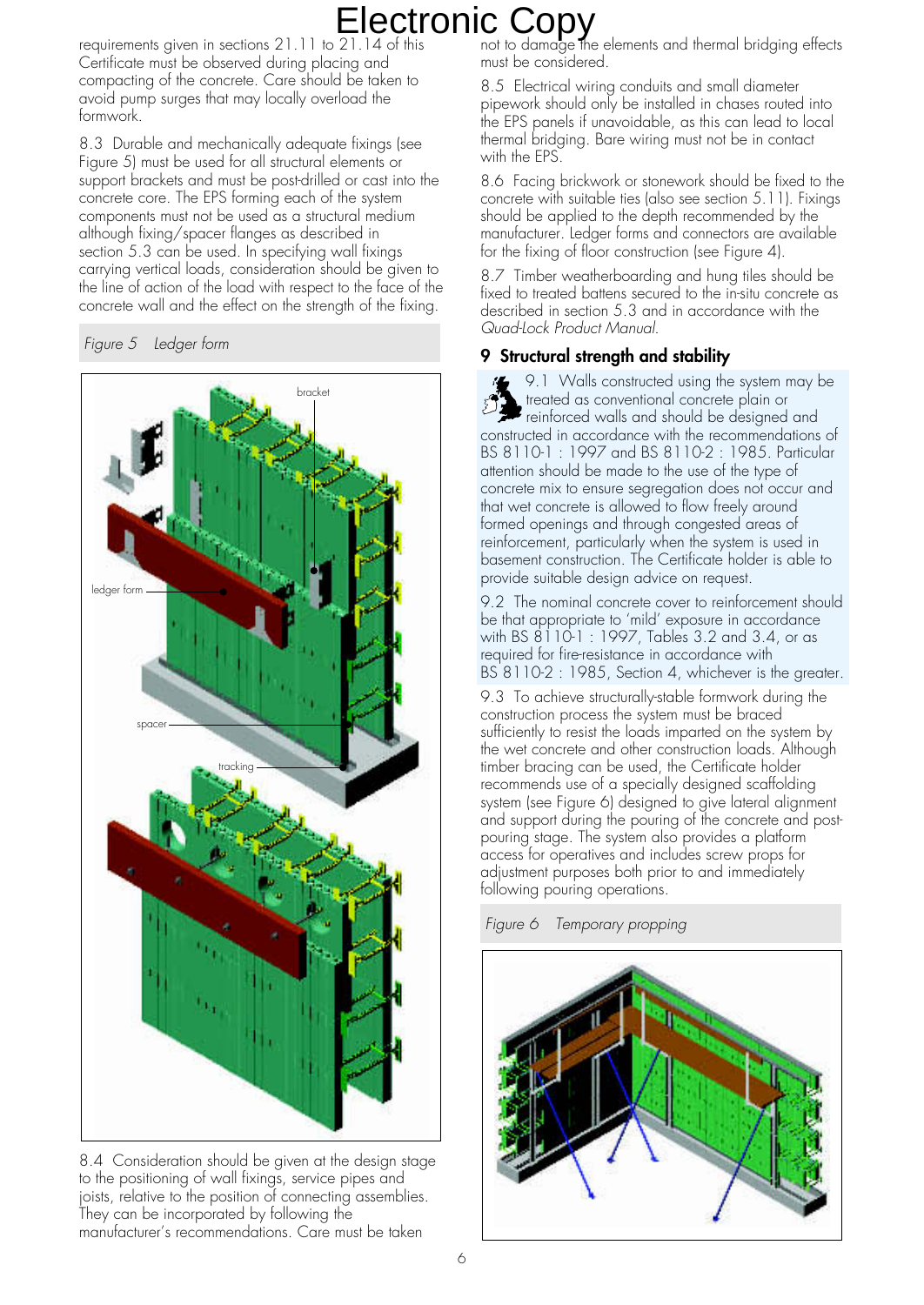requirements given in sections 21.11 to 21.14 of this Certificate must be observed during placing and compacting of the concrete. Care should be taken to avoid pump surges that may locally overload the formwork.

8.3 Durable and mechanically adequate fixings (see Figure 5) must be used for all structural elements or support brackets and must be post-drilled or cast into the concrete core. The EPS forming each of the system components must not be used as a structural medium although fixing/spacer flanges as described in section 5.3 can be used. In specifying wall fixings carrying vertical loads, consideration should be given to the line of action of the load with respect to the face of the concrete wall and the effect on the strength of the fixing.

*Figure 5 Ledger form*

8.4 Consideration should be given at the design stage to the positioning of wall fixings, service pipes and joists, relative to the position of connecting assemblies. They can be incorporated by following the manufacturer's recommendations. Care must be taken not to damage the elements and thermal bridging effects must be considered.

8.5 Electrical wiring conduits and small diameter pipework should only be installed in chases routed into the EPS panels if unavoidable, as this can lead to local thermal bridging. Bare wiring must not be in contact with the EPS.

8.6 Facing brickwork or stonework should be fixed to the concrete with suitable ties (also see section 5.11). Fixings should be applied to the depth recommended by the manufacturer. Ledger forms and connectors are available for the fixing of floor construction (see Figure 4).

8.7 Timber weatherboarding and hung tiles should be fixed to treated battens secured to the in-situ concrete as described in section 5.3 and in accordance with the *Quad-Lock Product Manual*.

## 9 Structural strength and stability

9.1 Walls constructed using the system may be treated as conventional concrete plain or reinforced walls and should be designed and constructed in accordance with the recommendations of BS 8110-1 : 1997 and BS 8110-2 : 1985. Particular attention should be made to the use of the type of concrete mix to ensure segregation does not occur and that wet concrete is allowed to flow freely around formed openings and through congested areas of reinforcement, particularly when the system is used in basement construction. The Certificate holder is able to provide suitable design advice on request.

9.2 The nominal concrete cover to reinforcement should be that appropriate to 'mild' exposure in accordance with BS 8110-1 : 1997, Tables 3.2 and 3.4, or as required for fire-resistance in accordance with BS 8110-2 : 1985, Section 4, whichever is the greater.

9.3 To achieve structurally-stable formwork during the construction process the system must be braced sufficiently to resist the loads imparted on the system by the wet concrete and other construction loads. Although timber bracing can be used, the Certificate holder recommends use of a specially designed scaffolding system (see Figure 6) designed to give lateral alignment and support during the pouring of the concrete and post-pouring stage. The system also provides a platform access for operatives and includes screw props for adjustment purposes both prior to and immediately following pouring operations.

*Figure 6 Temporary propping*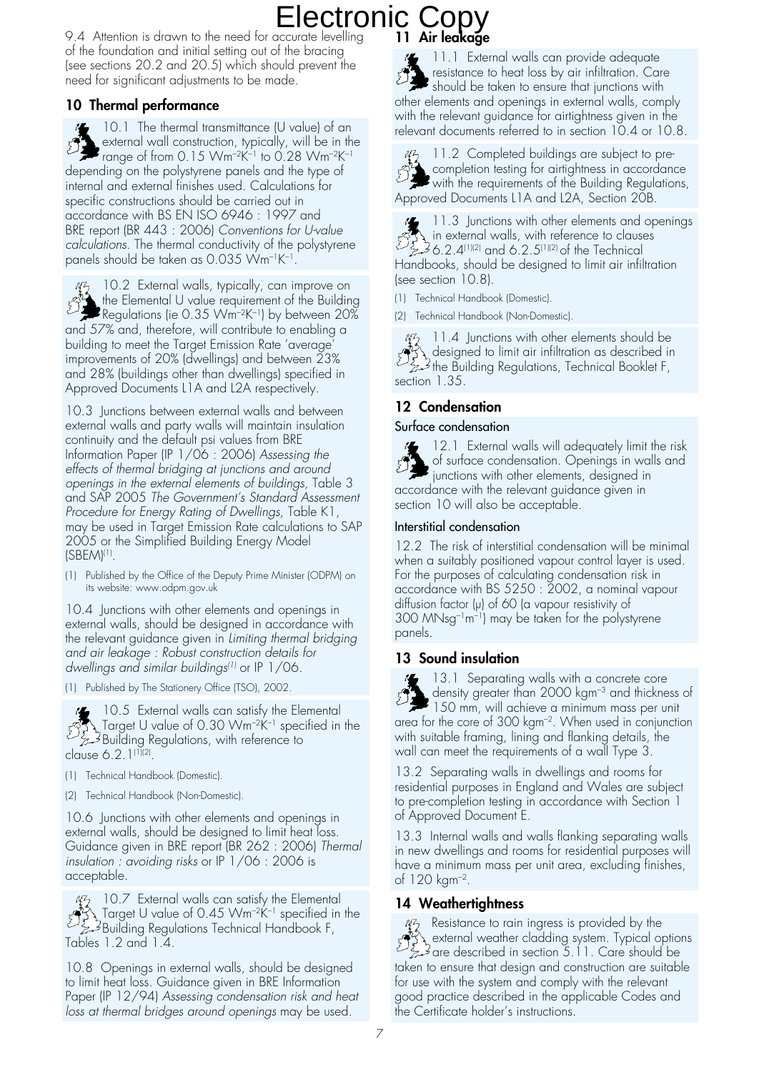9.4 Attention is drawn to the need for accurate levelling of the foundation and initial setting out of the bracing (see sections 20.2 and 20.5) which should prevent the need for significant adjustments to be made.

## 10 Thermal performance

10.1 The thermal transmittance (U value) of an external wall construction, typically, will be in the range of from 0.15 $Wm^{-2}K^{-1}$ to 0.28 $Wm^{-2}K^{-1}$ depending on the polystyrene panels and the type of internal and external finishes used. Calculations for specific constructions should be carried out in accordance with BS EN ISO 6946 : 1997 and BRE report (BR 443 : 2006) *Conventions for U-value calculations*. The thermal conductivity of the polystyrene panels should be taken as 0.035 $Wm^{-1}K^{-1}$.

10.2 External walls, typically, can improve on the Elemental U value requirement of the Building Regulations (ie 0.35 $Wm^{-2}K^{-1}$) by between 20% and 57% and, therefore, will contribute to enabling a building to meet the Target Emission Rate 'average' improvements of 20% (dwellings) and between 23% and 28% (buildings other than dwellings) specified in Approved Documents L1A and L2A respectively.

10.3 Junctions between external walls and between external walls and party walls will maintain insulation continuity and the default psi values from BRE Information Paper (IP 1/06 : 2006) *Assessing the effects of thermal bridging at junctions and around openings in the external elements of buildings*, Table 3 and SAP 2005 *The Government's Standard Assessment Procedure for Energy Rating of Dwellings*, Table K1, may be used in Target Emission Rate calculations to SAP 2005 or the Simplified Building Energy Model (SBEM)[1].

(1) Published by the Office of the Deputy Prime Minister (ODPM) on its website: www.odpm.gov.uk

10.4 Junctions with other elements and openings in external walls, should be designed in accordance with the relevant guidance given in *Limiting thermal bridging and air leakage : Robust construction details for dwellings and similar buildings*[1] or IP 1/06.

(1) Published by The Stationery Office (TSO), 2002.

10.5 External walls can satisfy the Elemental Target U value of 0.30 $Wm^{-2}K^{-1}$ specified in the Building Regulations, with reference to clause 6.2.1[1][2].

(1) Technical Handbook (Domestic).

(2) Technical Handbook (Non-Domestic).

10.6 Junctions with other elements and openings in external walls, should be designed to limit heat loss. Guidance given in BRE report (BR 262 : 2006) *Thermal insulation : avoiding risks* or IP 1/06 : 2006 is acceptable.

10.7 External walls can satisfy the Elemental Target U value of 0.45 $Wm^{-2}K^{-1}$ specified in the Building Regulations Technical Handbook F, Tables 1.2 and 1.4.

10.8 Openings in external walls, should be designed to limit heat loss. Guidance given in BRE Information Paper (IP 12/94) *Assessing condensation risk and heat loss at thermal bridges around openings* may be used.

## 11 Air leakage

11.1 External walls can provide adequate resistance to heat loss by air infiltration. Care should be taken to ensure that junctions with other elements and openings in external walls, comply with the relevant guidance for airtightness given in the relevant documents referred to in section 10.4 or 10.8.

11.2 Completed buildings are subject to pre-completion testing for airtightness in accordance with the requirements of the Building Regulations, Approved Documents L1A and L2A, Section 20B.

11.3 Junctions with other elements and openings in external walls, with reference to clauses 6.2.4[1][2] and 6.2.5[1][2] of the Technical Handbooks, should be designed to limit air infiltration (see section 10.8).

(1) Technical Handbook (Domestic).

(2) Technical Handbook (Non-Domestic).

11.4 Junctions with other elements should be designed to limit air infiltration as described in the Building Regulations, Technical Booklet F, section 1.35.

## 12 Condensation

### Surface condensation

12.1 External walls will adequately limit the risk of surface condensation. Openings in walls and junctions with other elements, designed in accordance with the relevant guidance given in section 10 will also be acceptable.

### Interstitial condensation

12.2 The risk of interstitial condensation will be minimal when a suitably positioned vapour control layer is used. For the purposes of calculating condensation risk in accordance with BS 5250 : 2002, a nominal vapour diffusion factor ($\mu$) of 60 (a vapour resistivity of 300 $MNsg^{-1}m^{-1}$) may be taken for the polystyrene panels.

## 13 Sound insulation

13.1 Separating walls with a concrete core density greater than 2000 $kgm^{-3}$ and thickness of 150 mm, will achieve a minimum mass per unit area for the core of 300 $kgm^{-2}$. When used in conjunction with suitable framing, lining and flanking details, the wall can meet the requirements of a wall Type 3.

13.2 Separating walls in dwellings and rooms for residential purposes in England and Wales are subject to pre-completion testing in accordance with Section 1 of Approved Document E.

13.3 Internal walls and walls flanking separating walls in new dwellings and rooms for residential purposes will have a minimum mass per unit area, excluding finishes, of 120 $kgm^{-2}$.

## 14 Weathertightness

Resistance to rain ingress is provided by the external weather cladding system. Typical options are described in section 5.11. Care should be taken to ensure that design and construction are suitable for use with the system and comply with the relevant good practice described in the applicable Codes and the Certificate holder's instructions.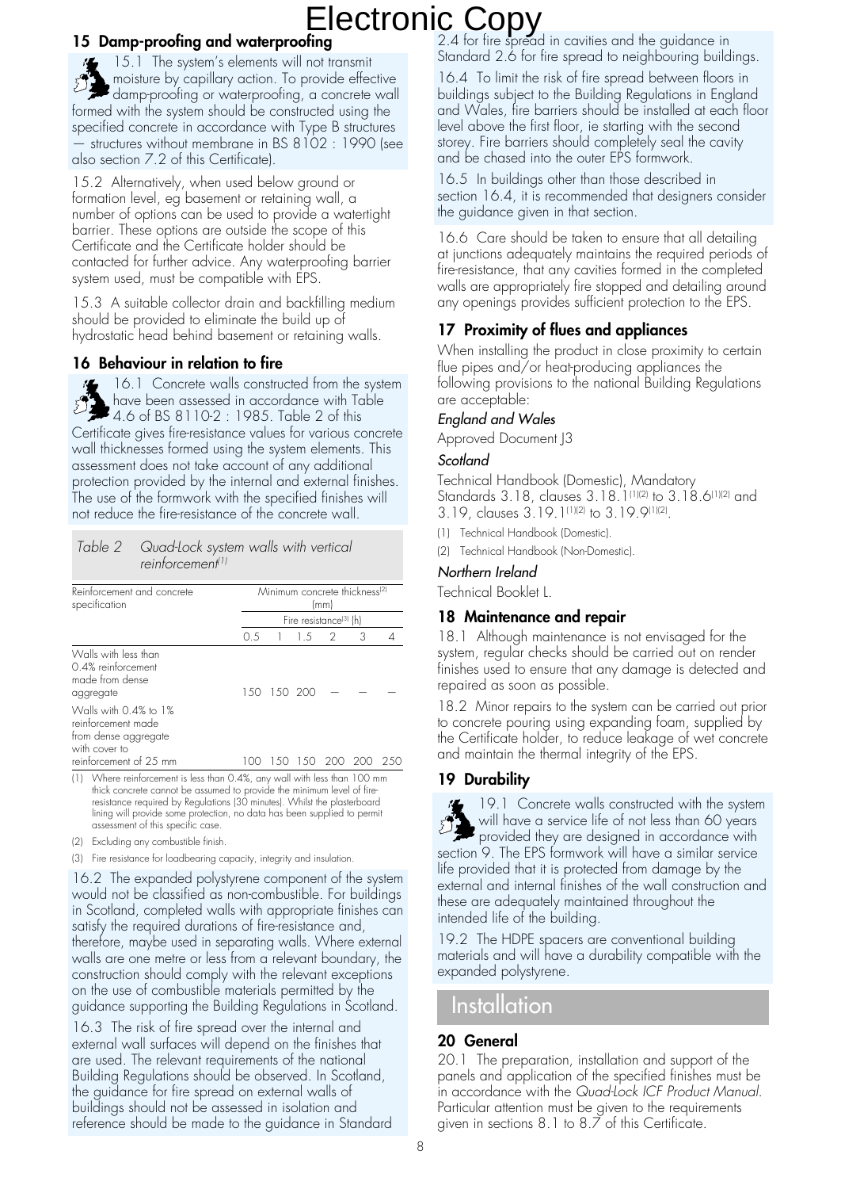## 15 Damp-proofing and waterproofing

15.1 The system's elements will not transmit moisture by capillary action. To provide effective damp-proofing or waterproofing, a concrete wall formed with the system should be constructed using the specified concrete in accordance with Type B structures — structures without membrane in BS 8102 : 1990 (see also section 7.2 of this Certificate).

15.2 Alternatively, when used below ground or formation level, eg basement or retaining wall, a number of options can be used to provide a watertight barrier. These options are outside the scope of this Certificate and the Certificate holder should be contacted for further advice. Any waterproofing barrier system used, must be compatible with EPS.

15.3 A suitable collector drain and backfilling medium should be provided to eliminate the build up of hydrostatic head behind basement or retaining walls.

## 16 Behaviour in relation to fire

16.1 Concrete walls constructed from the system have been assessed in accordance with Table 4.6 of BS 8110-2 : 1985. Table 2 of this Certificate gives fire-resistance values for various concrete wall thicknesses formed using the system elements. This assessment does not take account of any additional protection provided by the internal and external finishes. The use of the formwork with the specified finishes will not reduce the fire-resistance of the concrete wall.

*Table 2 Quad-Lock system walls with vertical reinforcement*[1]

| Reinforcement and concrete specification | Minimum concrete thickness[2] (mm) | | | | | |
|---|---|---|---|---|---|---|
| | Fire resistance[3] (h) | | | | | |
| | 0.5 | 1 | 1.5 | 2 | 3 | 4 |
| Walls with less than 0.4% reinforcement made from dense aggregate | 150 | 150 | 200 | — | — | — |
| Walls with 0.4% to 1% reinforcement made from dense aggregate with cover to reinforcement of 25 mm | 100 | 150 | 150 | 200 | 200 | 250 |

(1) Where reinforcement is less than 0.4%, any wall with less than 100 mm thick concrete cannot be assumed to provide the minimum level of fire-resistance required by Regulations (30 minutes). Whilst the plasterboard lining will provide some protection, no data has been supplied to permit assessment of this specific case.

(2) Excluding any combustible finish.

(3) Fire resistance for loadbearing capacity, integrity and insulation.

16.2 The expanded polystyrene component of the system would not be classified as non-combustible. For buildings in Scotland, completed walls with appropriate finishes can satisfy the required durations of fire-resistance and, therefore, maybe used in separating walls. Where external walls are one metre or less from a relevant boundary, the construction should comply with the relevant exceptions on the use of combustible materials permitted by the guidance supporting the Building Regulations in Scotland.

16.3 The risk of fire spread over the internal and external wall surfaces will depend on the finishes that are used. The relevant requirements of the national Building Regulations should be observed. In Scotland, the guidance for fire spread on external walls of buildings should not be assessed in isolation and reference should be made to the guidance in Standard 2.4 for fire spread in cavities and the guidance in Standard 2.6 for fire spread to neighbouring buildings.

16.4 To limit the risk of fire spread between floors in buildings subject to the Building Regulations in England and Wales, fire barriers should be installed at each floor level above the first floor, ie starting with the second storey. Fire barriers should completely seal the cavity and be chased into the outer EPS formwork.

16.5 In buildings other than those described in section 16.4, it is recommended that designers consider the guidance given in that section.

16.6 Care should be taken to ensure that all detailing at junctions adequately maintains the required periods of fire-resistance, that any cavities formed in the completed walls are appropriately fire stopped and detailing around any openings provides sufficient protection to the EPS.

## 17 Proximity of flues and appliances

When installing the product in close proximity to certain flue pipes and/or heat-producing appliances the following provisions to the national Building Regulations are acceptable:

*England and Wales*

Approved Document J3

*Scotland*

Technical Handbook (Domestic), Mandatory Standards 3.18, clauses 3.18.1[1][2] to 3.18.6[1][2] and 3.19, clauses 3.19.1[1][2] to 3.19.9[1][2].

(1) Technical Handbook (Domestic).

(2) Technical Handbook (Non-Domestic).

*Northern Ireland*

Technical Booklet L.

## 18 Maintenance and repair

18.1 Although maintenance is not envisaged for the system, regular checks should be carried out on render finishes used to ensure that any damage is detected and repaired as soon as possible.

18.2 Minor repairs to the system can be carried out prior to concrete pouring using expanding foam, supplied by the Certificate holder, to reduce leakage of wet concrete and maintain the thermal integrity of the EPS.

## 19 Durability

19.1 Concrete walls constructed with the system will have a service life of not less than 60 years provided they are designed in accordance with section 9. The EPS formwork will have a similar service life provided that it is protected from damage by the external and internal finishes of the wall construction and these are adequately maintained throughout the intended life of the building.

19.2 The HDPE spacers are conventional building materials and will have a durability compatible with the expanded polystyrene.

# Installation

## 20 General

20.1 The preparation, installation and support of the panels and application of the specified finishes must be in accordance with the *Quad-Lock ICF Product Manual*. Particular attention must be given to the requirements given in sections 8.1 to 8.7 of this Certificate.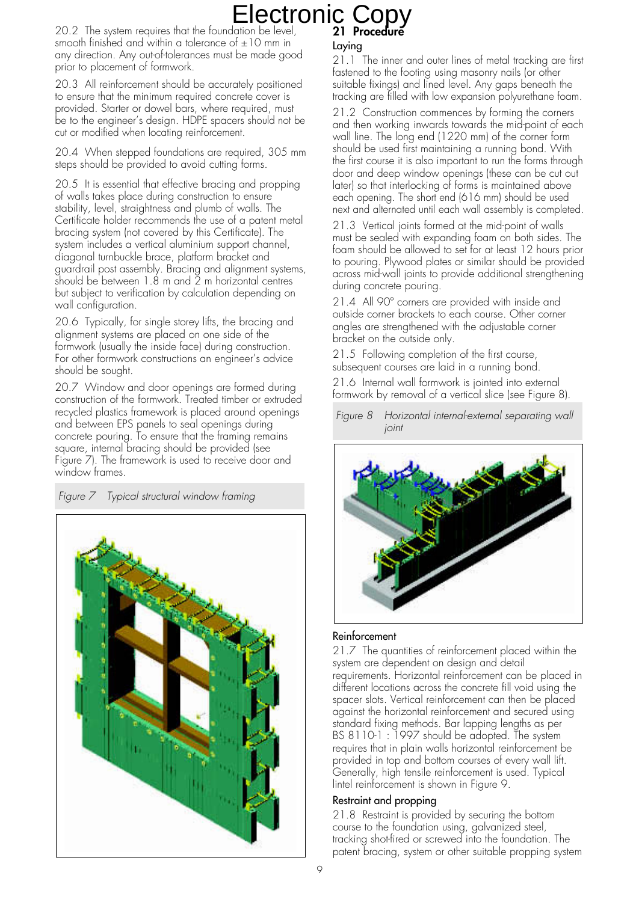20.2 The system requires that the foundation be level, smooth finished and within a tolerance of ±10 mm in any direction. Any out-of-tolerances must be made good prior to placement of formwork.

20.3 All reinforcement should be accurately positioned to ensure that the minimum required concrete cover is provided. Starter or dowel bars, where required, must be to the engineer's design. HDPE spacers should not be cut or modified when locating reinforcement.

20.4 When stepped foundations are required, 305 mm steps should be provided to avoid cutting forms.

20.5 It is essential that effective bracing and propping of walls takes place during construction to ensure stability, level, straightness and plumb of walls. The Certificate holder recommends the use of a patent metal bracing system (not covered by this Certificate). The system includes a vertical aluminium support channel, diagonal turnbuckle brace, platform bracket and guardrail post assembly. Bracing and alignment systems, should be between 1.8 m and 2 m horizontal centres but subject to verification by calculation depending on wall configuration.

20.6 Typically, for single storey lifts, the bracing and alignment systems are placed on one side of the formwork (usually the inside face) during construction. For other formwork constructions an engineer's advice should be sought.

20.7 Window and door openings are formed during construction of the formwork. Treated timber or extruded recycled plastics framework is placed around openings and between EPS panels to seal openings during concrete pouring. To ensure that the framing remains square, internal bracing should be provided (see Figure 7). The framework is used to receive door and window frames.

*Figure 7 Typical structural window framing*

## 21 Procedure

### Laying

21.1 The inner and outer lines of metal tracking are first fastened to the footing using masonry nails (or other suitable fixings) and lined level. Any gaps beneath the tracking are filled with low expansion polyurethane foam.

21.2 Construction commences by forming the corners and then working inwards towards the mid-point of each wall line. The long end (1220 mm) of the corner form should be used first maintaining a running bond. With the first course it is also important to run the forms through door and deep window openings (these can be cut out later) so that interlocking of forms is maintained above each opening. The short end (616 mm) should be used next and alternated until each wall assembly is completed.

21.3 Vertical joints formed at the mid-point of walls must be sealed with expanding foam on both sides. The foam should be allowed to set for at least 12 hours prior to pouring. Plywood plates or similar should be provided across mid-wall joints to provide additional strengthening during concrete pouring.

21.4 All 90° corners are provided with inside and outside corner brackets to each course. Other corner angles are strengthened with the adjustable corner bracket on the outside only.

21.5 Following completion of the first course, subsequent courses are laid in a running bond.

21.6 Internal wall formwork is jointed into external formwork by removal of a vertical slice (see Figure 8).

*Figure 8 Horizontal internal-external separating wall joint*

### Reinforcement

21.7 The quantities of reinforcement placed within the system are dependent on design and detail requirements. Horizontal reinforcement can be placed in different locations across the concrete fill void using the spacer slots. Vertical reinforcement can then be placed against the horizontal reinforcement and secured using standard fixing methods. Bar lapping lengths as per BS 8110-1 : 1997 should be adopted. The system requires that in plain walls horizontal reinforcement be provided in top and bottom courses of every wall lift. Generally, high tensile reinforcement is used. Typical lintel reinforcement is shown in Figure 9.

### Restraint and propping

21.8 Restraint is provided by securing the bottom course to the foundation using, galvanized steel, tracking shot-fired or screwed into the foundation. The patent bracing, system or other suitable propping system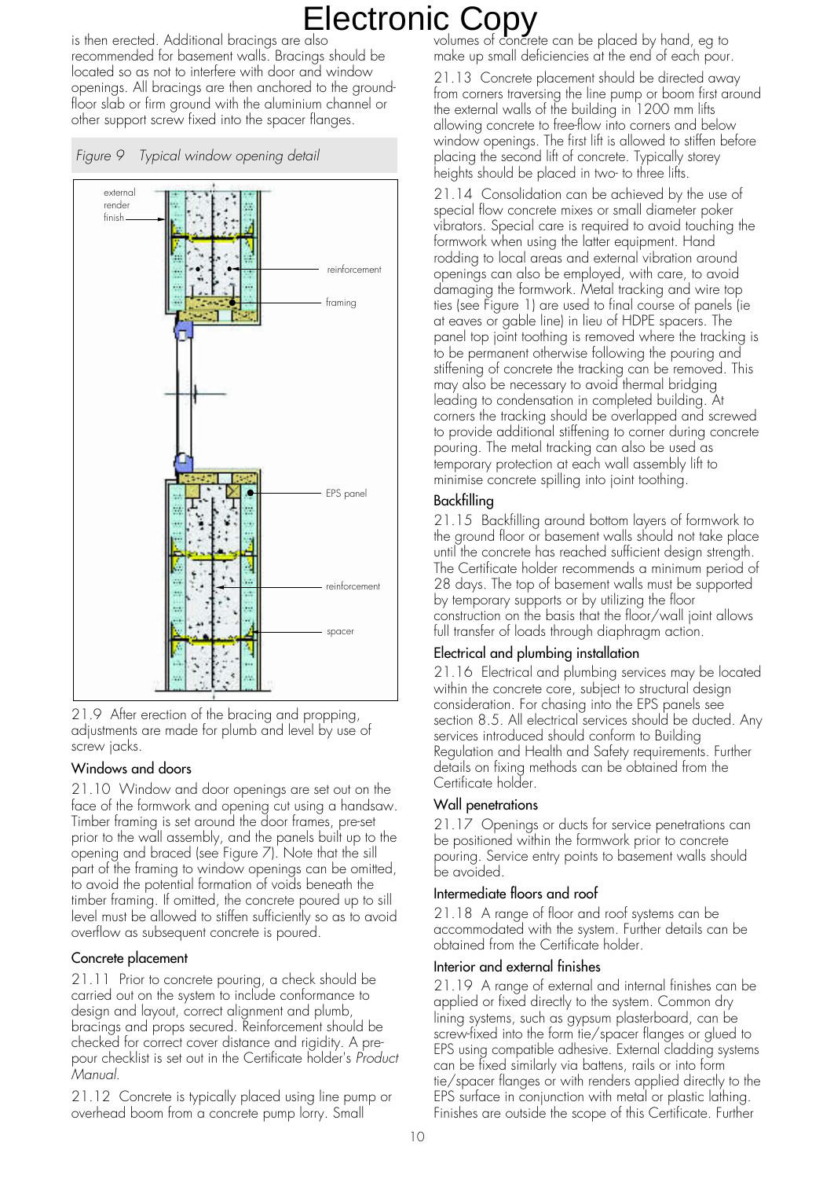is then erected. Additional bracings are also recommended for basement walls. Bracings should be located so as not to interfere with door and window openings. All bracings are then anchored to the ground-floor slab or firm ground with the aluminium channel or other support screw fixed into the spacer flanges.

*Figure 9 Typical window opening detail*

external render finish

reinforcement

framing

EPS panel

reinforcement

spacer

21.9 After erection of the bracing and propping, adjustments are made for plumb and level by use of screw jacks.

### Windows and doors

21.10 Window and door openings are set out on the face of the formwork and opening cut using a handsaw. Timber framing is set around the door frames, pre-set prior to the wall assembly, and the panels built up to the opening and braced (see Figure 7). Note that the sill part of the framing to window openings can be omitted, to avoid the potential formation of voids beneath the timber framing. If omitted, the concrete poured up to sill level must be allowed to stiffen sufficiently so as to avoid overflow as subsequent concrete is poured.

### Concrete placement

21.11 Prior to concrete pouring, a check should be carried out on the system to include conformance to design and layout, correct alignment and plumb, bracings and props secured. Reinforcement should be checked for correct cover distance and rigidity. A pre-pour checklist is set out in the Certificate holder's *Product Manual*.

21.12 Concrete is typically placed using line pump or overhead boom from a concrete pump lorry. Small volumes of concrete can be placed by hand, eg to make up small deficiencies at the end of each pour.

21.13 Concrete placement should be directed away from corners traversing the line pump or boom first around the external walls of the building in 1200 mm lifts allowing concrete to free-flow into corners and below window openings. The first lift is allowed to stiffen before placing the second lift of concrete. Typically storey heights should be placed in two- to three lifts.

21.14 Consolidation can be achieved by the use of special flow concrete mixes or small diameter poker vibrators. Special care is required to avoid touching the formwork when using the latter equipment. Hand rodding to local areas and external vibration around openings can also be employed, with care, to avoid damaging the formwork. Metal tracking and wire top ties (see Figure 1) are used to final course of panels (ie at eaves or gable line) in lieu of HDPE spacers. The panel top joint toothing is removed where the tracking is to be permanent otherwise following the pouring and stiffening of concrete the tracking can be removed. This may also be necessary to avoid thermal bridging leading to condensation in completed building. At corners the tracking should be overlapped and screwed to provide additional stiffening to corner during concrete pouring. The metal tracking can also be used as temporary protection at each wall assembly lift to minimise concrete spilling into joint toothing.

### Backfilling

21.15 Backfilling around bottom layers of formwork to the ground floor or basement walls should not take place until the concrete has reached sufficient design strength. The Certificate holder recommends a minimum period of 28 days. The top of basement walls must be supported by temporary supports or by utilizing the floor construction on the basis that the floor/wall joint allows full transfer of loads through diaphragm action.

### Electrical and plumbing installation

21.16 Electrical and plumbing services may be located within the concrete core, subject to structural design consideration. For chasing into the EPS panels see section 8.5. All electrical services should be ducted. Any services introduced should conform to Building Regulation and Health and Safety requirements. Further details on fixing methods can be obtained from the Certificate holder.

### Wall penetrations

21.17 Openings or ducts for service penetrations can be positioned within the formwork prior to concrete pouring. Service entry points to basement walls should be avoided.

### Intermediate floors and roof

21.18 A range of floor and roof systems can be accommodated with the system. Further details can be obtained from the Certificate holder.

### Interior and external finishes

21.19 A range of external and internal finishes can be applied or fixed directly to the system. Common dry lining systems, such as gypsum plasterboard, can be screw-fixed into the form tie/spacer flanges or glued to EPS using compatible adhesive. External cladding systems can be fixed similarly via battens, rails or into form tie/spacer flanges or with renders applied directly to the EPS surface in conjunction with metal or plastic lathing. Finishes are outside the scope of this Certificate. Further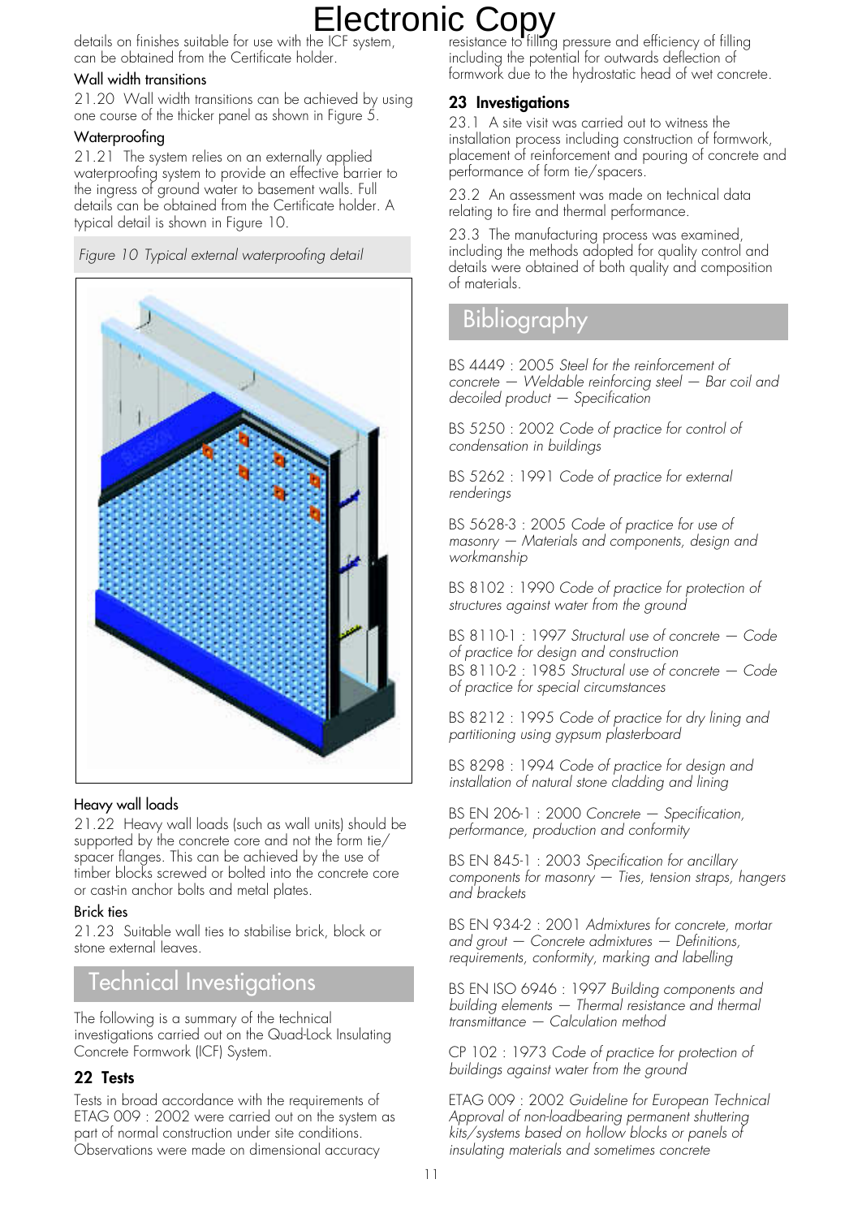details on finishes suitable for use with the ICF system, can be obtained from the Certificate holder.

### Wall width transitions

21.20 Wall width transitions can be achieved by using one course of the thicker panel as shown in Figure 5.

### Waterproofing

21.21 The system relies on an externally applied waterproofing system to provide an effective barrier to the ingress of ground water to basement walls. Full details can be obtained from the Certificate holder. A typical detail is shown in Figure 10.

*Figure 10 Typical external waterproofing detail*

### Heavy wall loads

21.22 Heavy wall loads (such as wall units) should be supported by the concrete core and not the form tie/spacer flanges. This can be achieved by the use of timber blocks screwed or bolted into the concrete core or cast-in anchor bolts and metal plates.

### Brick ties

21.23 Suitable wall ties to stabilise brick, block or stone external leaves.

# Technical Investigations

The following is a summary of the technical investigations carried out on the Quad-Lock Insulating Concrete Formwork (ICF) System.

## 22 Tests

Tests in broad accordance with the requirements of ETAG 009 : 2002 were carried out on the system as part of normal construction under site conditions. Observations were made on dimensional accuracy resistance to filling pressure and efficiency of filling including the potential for outwards deflection of formwork due to the hydrostatic head of wet concrete.

## 23 Investigations

23.1 A site visit was carried out to witness the installation process including construction of formwork, placement of reinforcement and pouring of concrete and performance of form tie/spacers.

23.2 An assessment was made on technical data relating to fire and thermal performance.

23.3 The manufacturing process was examined, including the methods adopted for quality control and details were obtained of both quality and composition of materials.

# Bibliography

BS 4449 : 2005 *Steel for the reinforcement of concrete — Weldable reinforcing steel — Bar coil and decoiled product — Specification*

BS 5250 : 2002 *Code of practice for control of condensation in buildings*

BS 5262 : 1991 *Code of practice for external renderings*

BS 5628-3 : 2005 *Code of practice for use of masonry — Materials and components, design and workmanship*

BS 8102 : 1990 *Code of practice for protection of structures against water from the ground*

BS 8110-1 : 1997 *Structural use of concrete — Code of practice for design and construction*
BS 8110-2 : 1985 *Structural use of concrete — Code of practice for special circumstances*

BS 8212 : 1995 *Code of practice for dry lining and partitioning using gypsum plasterboard*

BS 8298 : 1994 *Code of practice for design and installation of natural stone cladding and lining*

BS EN 206-1 : 2000 *Concrete — Specification, performance, production and conformity*

BS EN 845-1 : 2003 *Specification for ancillary components for masonry — Ties, tension straps, hangers and brackets*

BS EN 934-2 : 2001 *Admixtures for concrete, mortar and grout — Concrete admixtures — Definitions, requirements, conformity, marking and labelling*

BS EN ISO 6946 : 1997 *Building components and building elements — Thermal resistance and thermal transmittance — Calculation method*

CP 102 : 1973 *Code of practice for protection of buildings against water from the ground*

ETAG 009 : 2002 *Guideline for European Technical Approval of non-loadbearing permanent shuttering kits/systems based on hollow blocks or panels of insulating materials and sometimes concrete*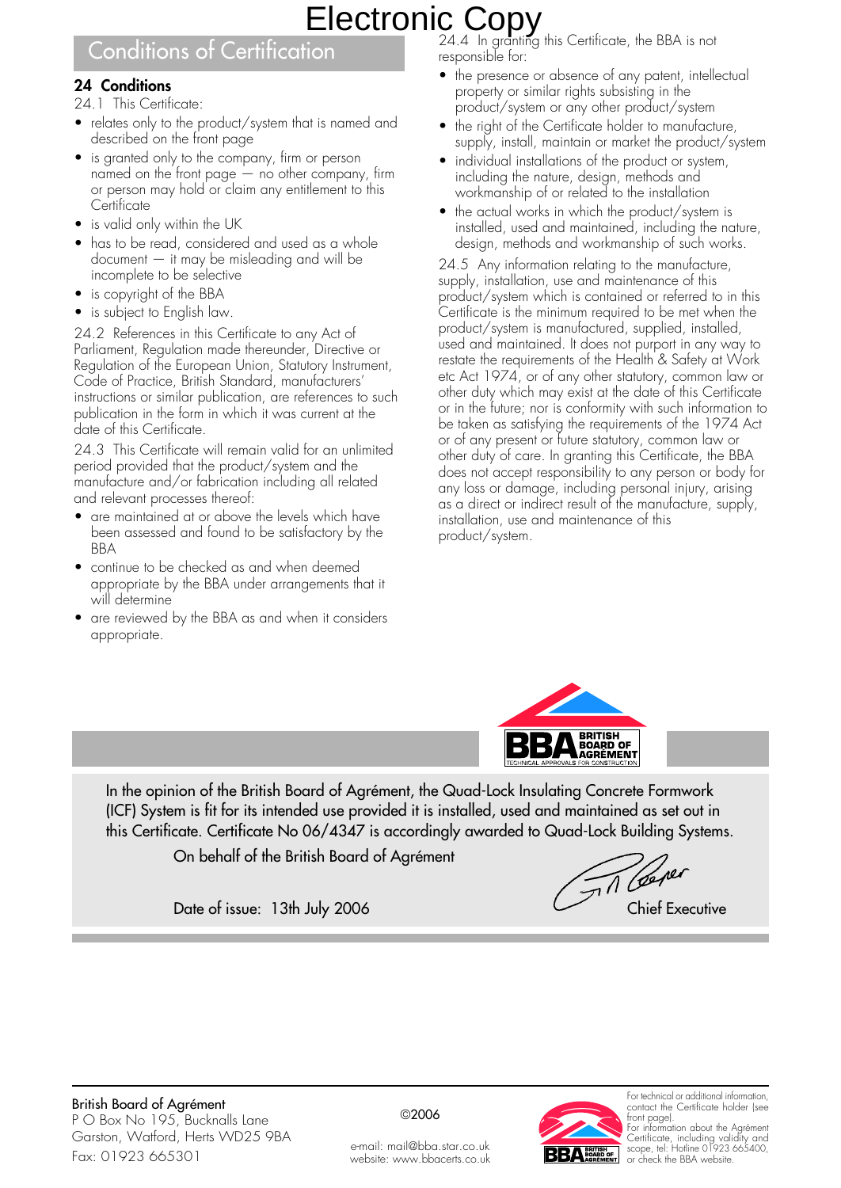Electronic Copy

## Conditions of Certification

### 24 Conditions

24.1 This Certificate:

- relates only to the product/system that is named and described on the front page
- is granted only to the company, firm or person named on the front page — no other company, firm or person may hold or claim any entitlement to this Certificate
- is valid only within the UK
- has to be read, considered and used as a whole document — it may be misleading and will be incomplete to be selective
- is copyright of the BBA
- is subject to English law.

24.2 References in this Certificate to any Act of Parliament, Regulation made thereunder, Directive or Regulation of the European Union, Statutory Instrument, Code of Practice, British Standard, manufacturers' instructions or similar publication, are references to such publication in the form in which it was current at the date of this Certificate.

24.3 This Certificate will remain valid for an unlimited period provided that the product/system and the manufacture and/or fabrication including all related and relevant processes thereof:

- are maintained at or above the levels which have been assessed and found to be satisfactory by the BBA
- continue to be checked as and when deemed appropriate by the BBA under arrangements that it will determine
- are reviewed by the BBA as and when it considers appropriate.

24.4 In granting this Certificate, the BBA is not responsible for:

- the presence or absence of any patent, intellectual property or similar rights subsisting in the product/system or any other product/system
- the right of the Certificate holder to manufacture, supply, install, maintain or market the product/system
- individual installations of the product or system, including the nature, design, methods and workmanship of or related to the installation
- the actual works in which the product/system is installed, used and maintained, including the nature, design, methods and workmanship of such works.

24.5 Any information relating to the manufacture, supply, installation, use and maintenance of this product/system which is contained or referred to in this Certificate is the minimum required to be met when the product/system is manufactured, supplied, installed, used and maintained. It does not purport in any way to restate the requirements of the Health & Safety at Work etc Act 1974, or of any other statutory, common law or other duty which may exist at the date of this Certificate or in the future; nor is conformity with such information to be taken as satisfying the requirements of the 1974 Act or of any present or future statutory, common law or other duty of care. In granting this Certificate, the BBA does not accept responsibility to any person or body for any loss or damage, including personal injury, arising as a direct or indirect result of the manufacture, supply, installation, use and maintenance of this product/system.

In the opinion of the British Board of Agrément, the Quad-Lock Insulating Concrete Formwork (ICF) System is fit for its intended use provided it is installed, used and maintained as set out in this Certificate. Certificate No 06/4347 is accordingly awarded to Quad-Lock Building Systems.

On behalf of the British Board of Agrément

Date of issue: 13th July 2006

Chief Executive

British Board of Agrément
P O Box No 195, Bucknalls Lane
Garston, Watford, Herts WD25 9BA
Fax: 01923 665301

©2006

e-mail: mail@bba.star.co.uk
website: www.bbacerts.co.uk

For technical or additional information, contact the Certificate holder (see front page).
For information about the Agrément Certificate, including validity and scope, tel: Hotline 01923 665400, or check the BBA website.